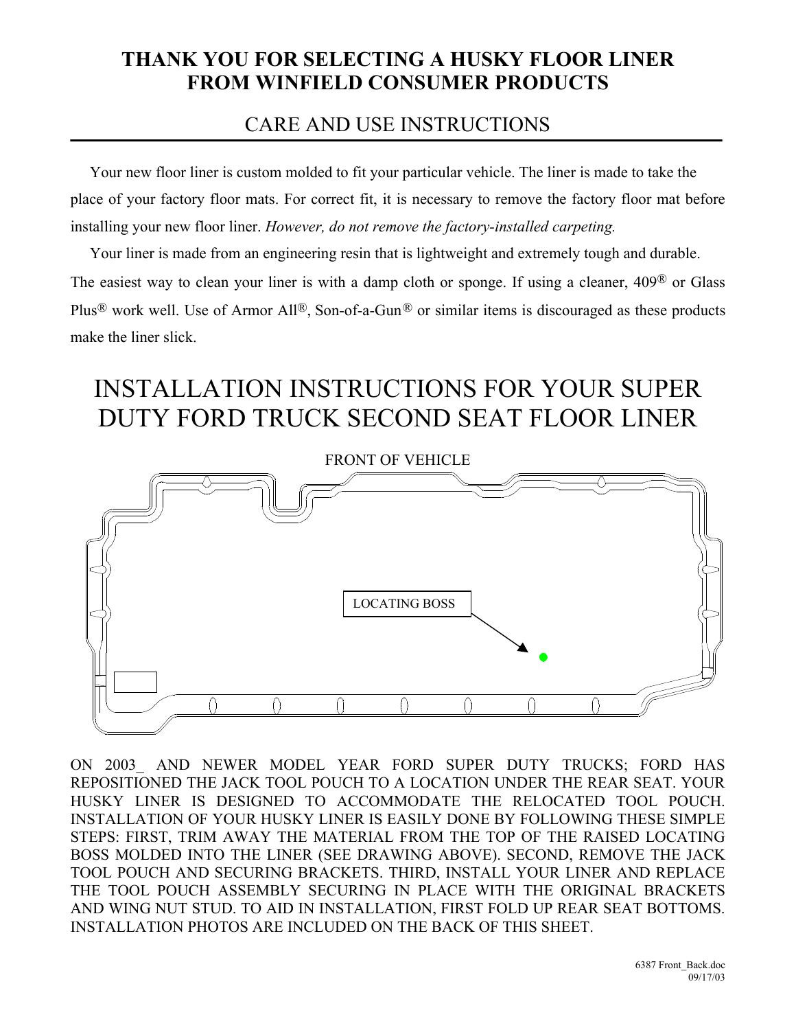# THANK YOU FOR SELECTING A HUSKY FLOOR LINER FROM WINFIELD CONSUMER PRODUCTS

## CARE AND USE INSTRUCTIONS

Your new floor liner is custom molded to fit your particular vehicle. The liner is made to take the place of your factory floor mats. For correct fit, it is necessary to remove the factory floor mat before installing your new floor liner. *However, do not remove the factory-installed carpeting.*

Your liner is made from an engineering resin that is lightweight and extremely tough and durable. The easiest way to clean your liner is with a damp cloth or sponge. If using a cleaner, 409® or Glass Plus® work well. Use of Armor All®, Son-of-a-Gun® or similar items is discouraged as these products make the liner slick.

# INSTALLATION INSTRUCTIONS FOR YOUR SUPER DUTY FORD TRUCK SECOND SEAT FLOOR LINER

FRONT OF VEHICLE

LOCATING BOSS

ON 2003_ AND NEWER MODEL YEAR FORD SUPER DUTY TRUCKS; FORD HAS REPOSITIONED THE JACK TOOL POUCH TO A LOCATION UNDER THE REAR SEAT. YOUR HUSKY LINER IS DESIGNED TO ACCOMMODATE THE RELOCATED TOOL POUCH. INSTALLATION OF YOUR HUSKY LINER IS EASILY DONE BY FOLLOWING THESE SIMPLE STEPS: FIRST, TRIM AWAY THE MATERIAL FROM THE TOP OF THE RAISED LOCATING BOSS MOLDED INTO THE LINER (SEE DRAWING ABOVE). SECOND, REMOVE THE JACK TOOL POUCH AND SECURING BRACKETS. THIRD, INSTALL YOUR LINER AND REPLACE THE TOOL POUCH ASSEMBLY SECURING IN PLACE WITH THE ORIGINAL BRACKETS AND WING NUT STUD. TO AID IN INSTALLATION, FIRST FOLD UP REAR SEAT BOTTOMS. INSTALLATION PHOTOS ARE INCLUDED ON THE BACK OF THIS SHEET.

6387 Front_Back.doc
09/17/03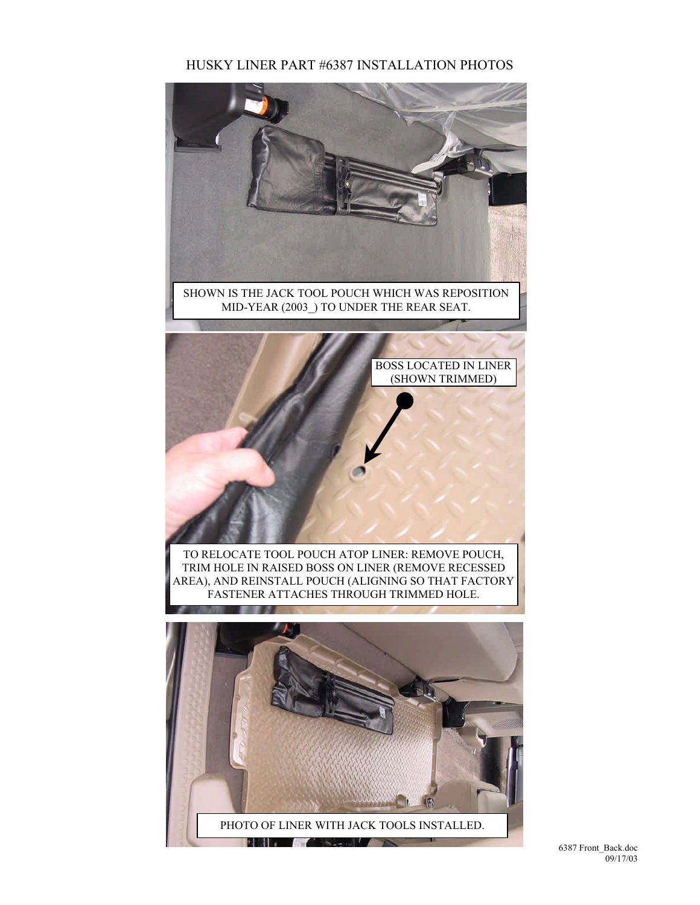# HUSKY LINER PART #6387 INSTALLATION PHOTOS

SHOWN IS THE JACK TOOL POUCH WHICH WAS REPOSITION MID-YEAR (2003_) TO UNDER THE REAR SEAT.

BOSS LOCATED IN LINER (SHOWN TRIMMED)

TO RELOCATE TOOL POUCH ATOP LINER: REMOVE POUCH, TRIM HOLE IN RAISED BOSS ON LINER (REMOVE RECESSED AREA), AND REINSTALL POUCH (ALIGNING SO THAT FACTORY FASTENER ATTACHES THROUGH TRIMMED HOLE.

PHOTO OF LINER WITH JACK TOOLS INSTALLED.

6387 Front_Back.doc
09/17/03